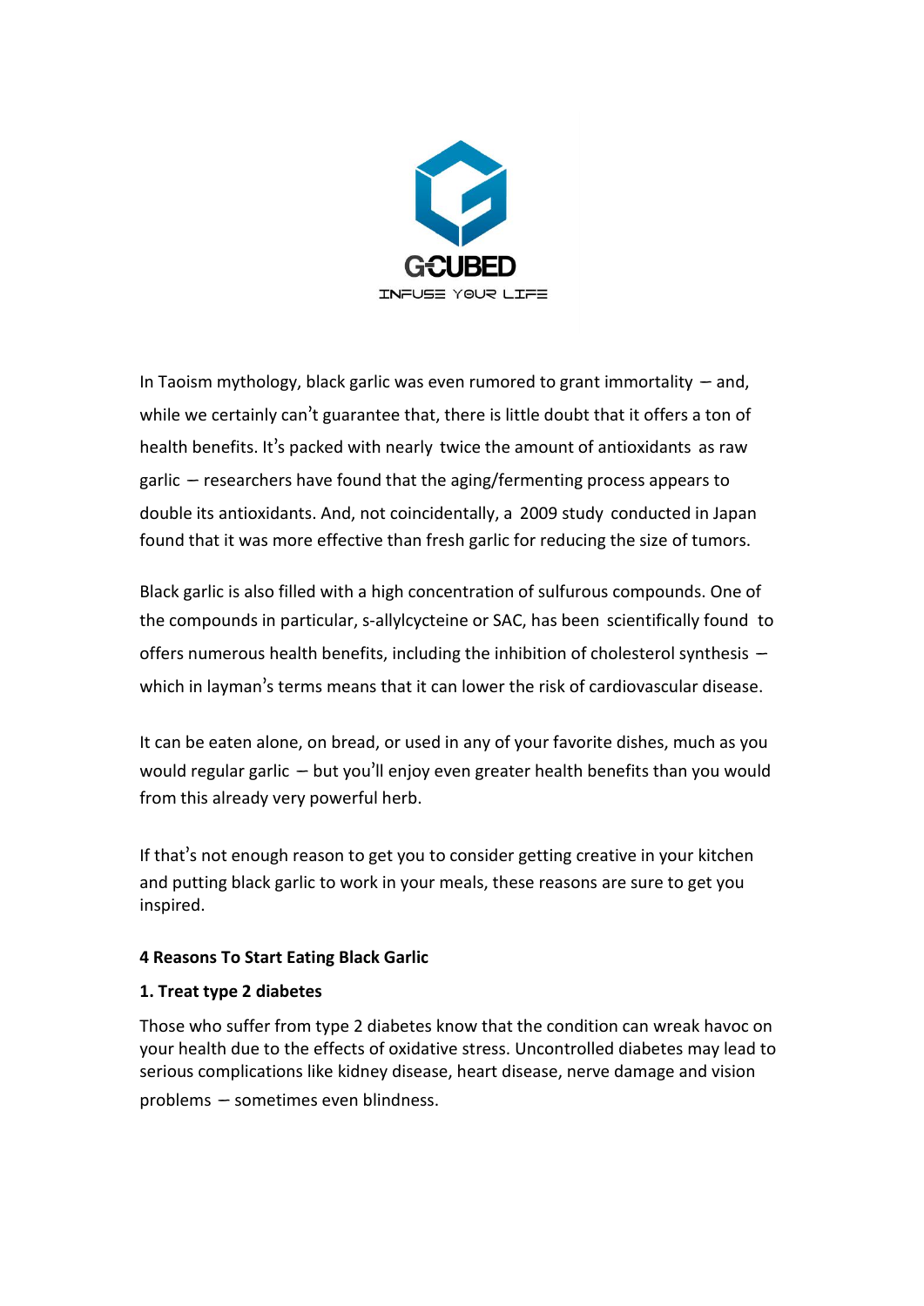GCUBED

INFUSE YOUR LIFE

In Taoism mythology, black garlic was even rumored to grant immortality — and, while we certainly can't guarantee that, there is little doubt that it offers a ton of health benefits. It's packed with nearly twice the amount of antioxidants as raw garlic — researchers have found that the aging/fermenting process appears to double its antioxidants. And, not coincidentally, a 2009 study conducted in Japan found that it was more effective than fresh garlic for reducing the size of tumors.

Black garlic is also filled with a high concentration of sulfurous compounds. One of the compounds in particular, s-allylcycteine or SAC, has been scientifically found to offers numerous health benefits, including the inhibition of cholesterol synthesis — which in layman's terms means that it can lower the risk of cardiovascular disease.

It can be eaten alone, on bread, or used in any of your favorite dishes, much as you would regular garlic — but you'll enjoy even greater health benefits than you would from this already very powerful herb.

If that's not enough reason to get you to consider getting creative in your kitchen and putting black garlic to work in your meals, these reasons are sure to get you inspired.

**4 Reasons To Start Eating Black Garlic**

**1. Treat type 2 diabetes**

Those who suffer from type 2 diabetes know that the condition can wreak havoc on your health due to the effects of oxidative stress. Uncontrolled diabetes may lead to serious complications like kidney disease, heart disease, nerve damage and vision problems — sometimes even blindness.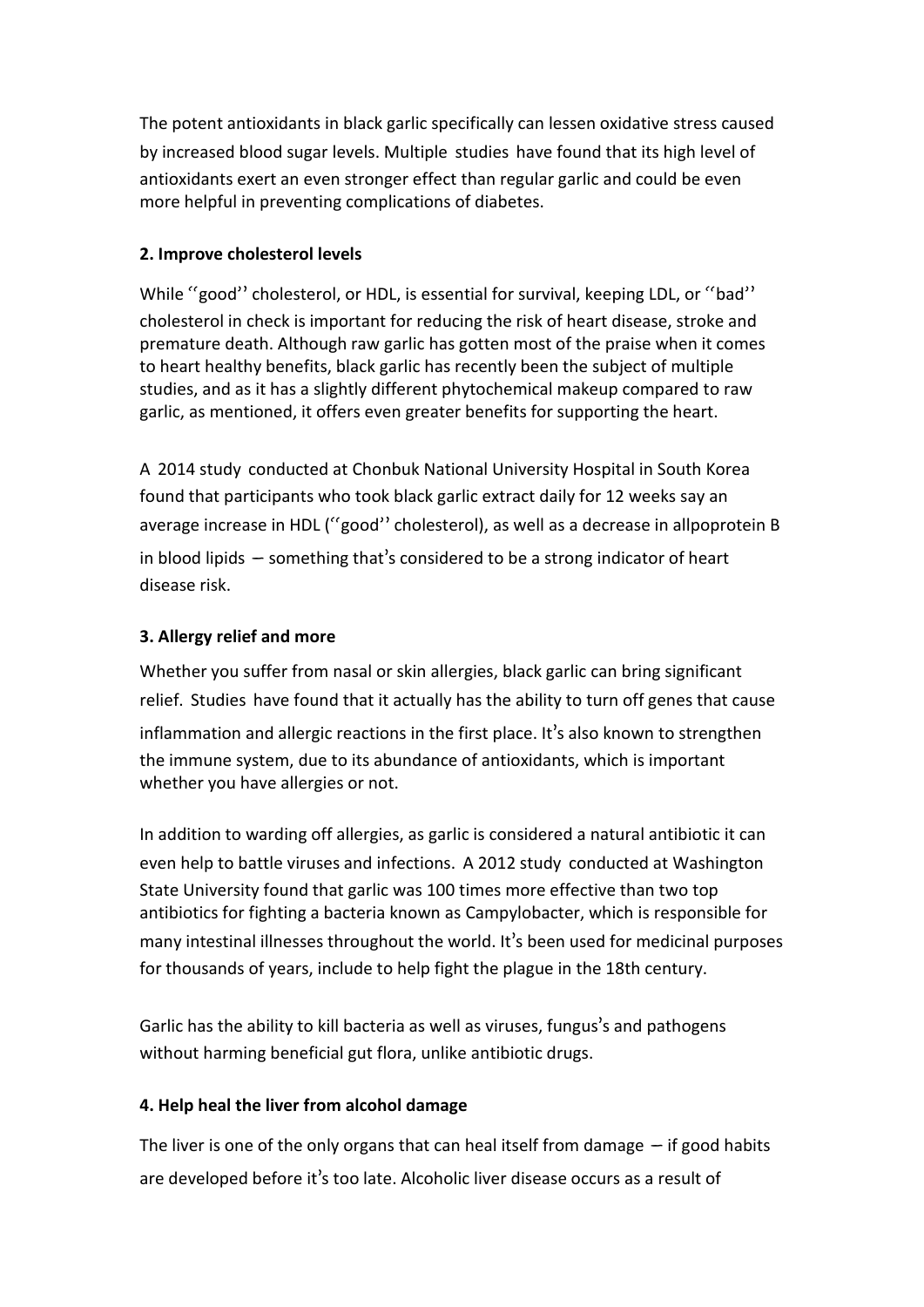The potent antioxidants in black garlic specifically can lessen oxidative stress caused by increased blood sugar levels. Multiple studies have found that its high level of antioxidants exert an even stronger effect than regular garlic and could be even more helpful in preventing complications of diabetes.

**2. Improve cholesterol levels**

While ‘‘good’’ cholesterol, or HDL, is essential for survival, keeping LDL, or ‘‘bad’’ cholesterol in check is important for reducing the risk of heart disease, stroke and premature death. Although raw garlic has gotten most of the praise when it comes to heart healthy benefits, black garlic has recently been the subject of multiple studies, and as it has a slightly different phytochemical makeup compared to raw garlic, as mentioned, it offers even greater benefits for supporting the heart.

A 2014 study conducted at Chonbuk National University Hospital in South Korea found that participants who took black garlic extract daily for 12 weeks say an average increase in HDL (‘‘good’’ cholesterol), as well as a decrease in allpoprotein B in blood lipids — something that’s considered to be a strong indicator of heart disease risk.

**3. Allergy relief and more**

Whether you suffer from nasal or skin allergies, black garlic can bring significant relief. Studies have found that it actually has the ability to turn off genes that cause inflammation and allergic reactions in the first place. It’s also known to strengthen the immune system, due to its abundance of antioxidants, which is important whether you have allergies or not.

In addition to warding off allergies, as garlic is considered a natural antibiotic it can even help to battle viruses and infections. A 2012 study conducted at Washington State University found that garlic was 100 times more effective than two top antibiotics for fighting a bacteria known as Campylobacter, which is responsible for many intestinal illnesses throughout the world. It’s been used for medicinal purposes for thousands of years, include to help fight the plague in the 18th century.

Garlic has the ability to kill bacteria as well as viruses, fungus’s and pathogens without harming beneficial gut flora, unlike antibiotic drugs.

**4. Help heal the liver from alcohol damage**

The liver is one of the only organs that can heal itself from damage — if good habits are developed before it’s too late. Alcoholic liver disease occurs as a result of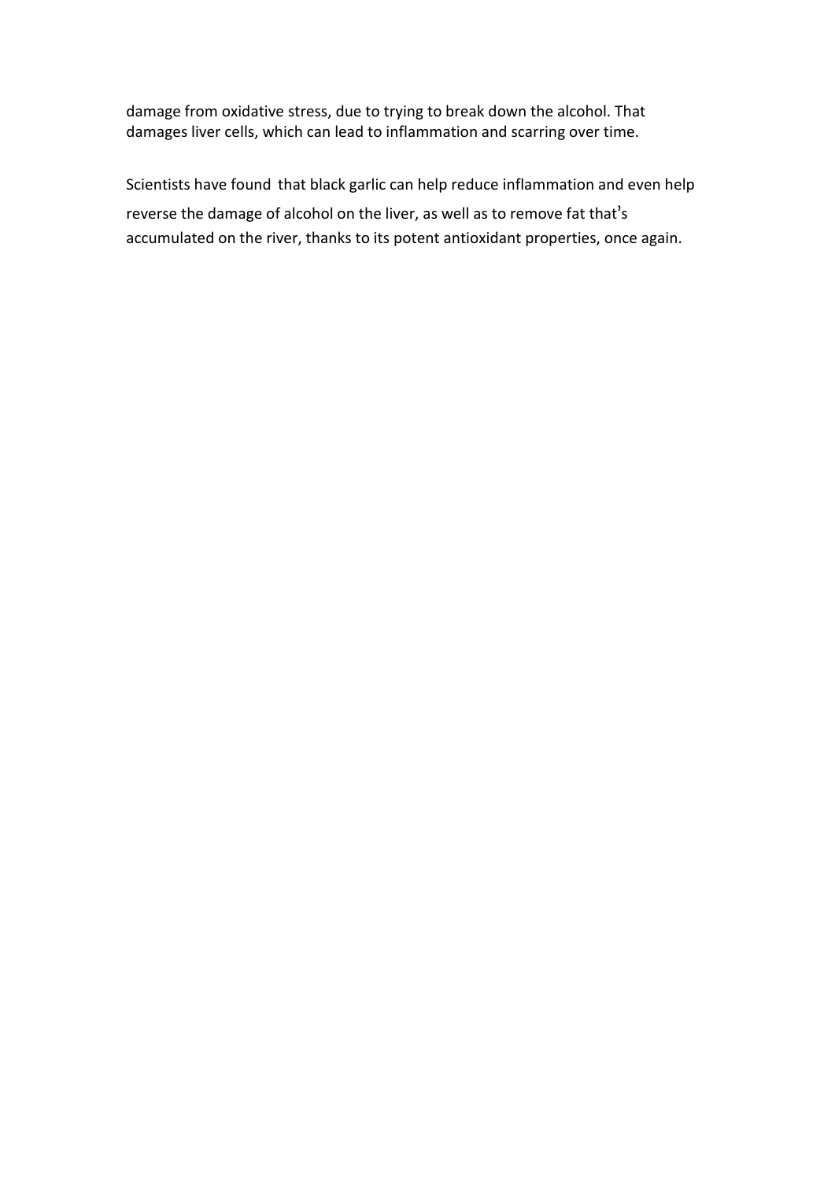damage from oxidative stress, due to trying to break down the alcohol. That damages liver cells, which can lead to inflammation and scarring over time.

Scientists have found that black garlic can help reduce inflammation and even help reverse the damage of alcohol on the liver, as well as to remove fat that's accumulated on the river, thanks to its potent antioxidant properties, once again.